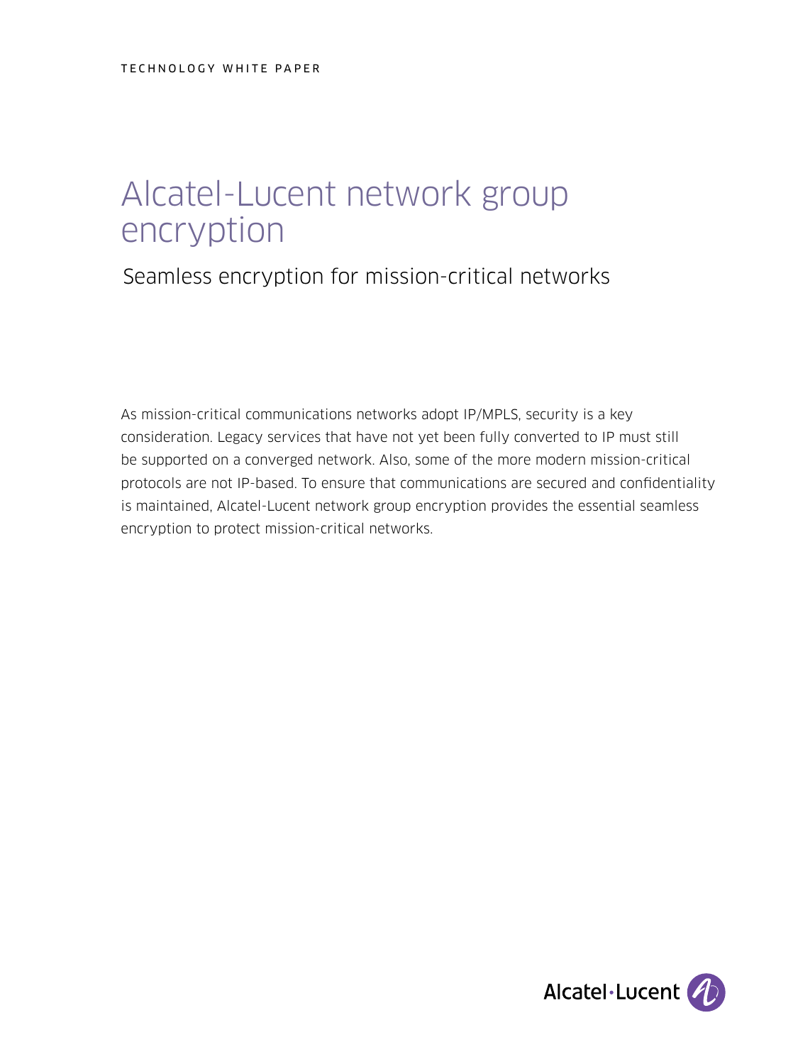TECHNOLOGY WHITE PAPER

# Alcatel-Lucent network group encryption

## Seamless encryption for mission-critical networks

As mission-critical communications networks adopt IP/MPLS, security is a key consideration. Legacy services that have not yet been fully converted to IP must still be supported on a converged network. Also, some of the more modern mission-critical protocols are not IP-based. To ensure that communications are secured and confidentiality is maintained, Alcatel-Lucent network group encryption provides the essential seamless encryption to protect mission-critical networks.

Alcatel·Lucent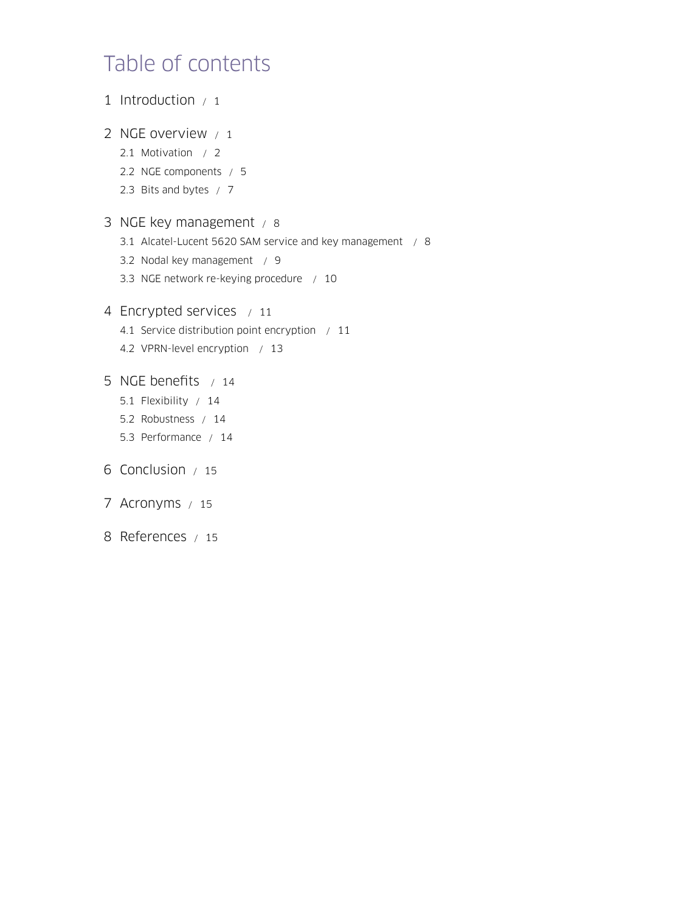# Table of contents

1 Introduction / 1

2 NGE overview / 1
- 2.1 Motivation / 2
- 2.2 NGE components / 5
- 2.3 Bits and bytes / 7

3 NGE key management / 8
- 3.1 Alcatel-Lucent 5620 SAM service and key management / 8
- 3.2 Nodal key management / 9
- 3.3 NGE network re-keying procedure / 10

4 Encrypted services / 11
- 4.1 Service distribution point encryption / 11
- 4.2 VPRN-level encryption / 13

5 NGE benefits / 14
- 5.1 Flexibility / 14
- 5.2 Robustness / 14
- 5.3 Performance / 14

6 Conclusion / 15

7 Acronyms / 15

8 References / 15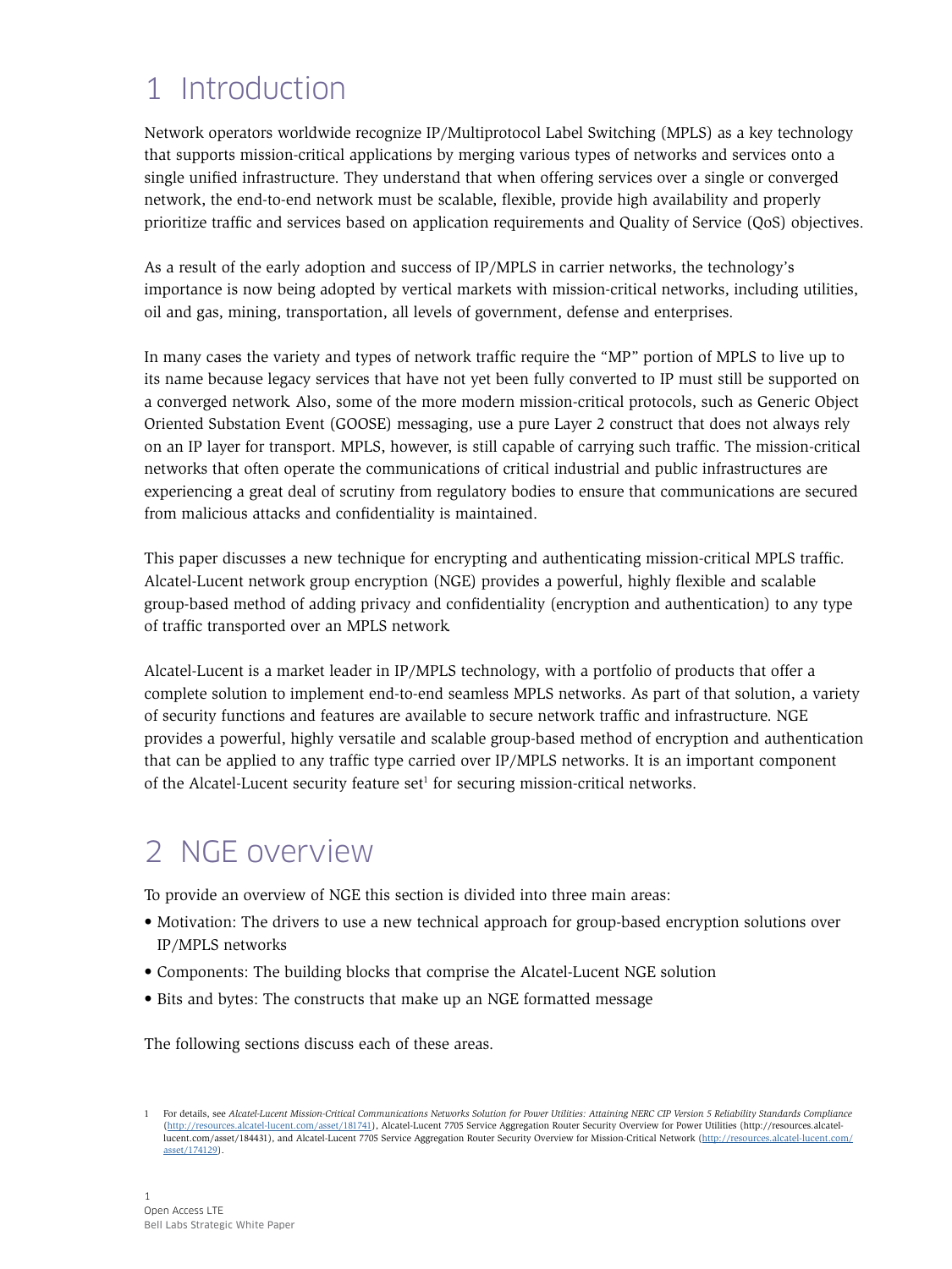# 1 Introduction

Network operators worldwide recognize IP/Multiprotocol Label Switching (MPLS) as a key technology that supports mission-critical applications by merging various types of networks and services onto a single unified infrastructure. They understand that when offering services over a single or converged network, the end-to-end network must be scalable, flexible, provide high availability and properly prioritize traffic and services based on application requirements and Quality of Service (QoS) objectives.

As a result of the early adoption and success of IP/MPLS in carrier networks, the technology's importance is now being adopted by vertical markets with mission-critical networks, including utilities, oil and gas, mining, transportation, all levels of government, defense and enterprises.

In many cases the variety and types of network traffic require the "MP" portion of MPLS to live up to its name because legacy services that have not yet been fully converted to IP must still be supported on a converged network. Also, some of the more modern mission-critical protocols, such as Generic Object Oriented Substation Event (GOOSE) messaging, use a pure Layer 2 construct that does not always rely on an IP layer for transport. MPLS, however, is still capable of carrying such traffic. The mission-critical networks that often operate the communications of critical industrial and public infrastructures are experiencing a great deal of scrutiny from regulatory bodies to ensure that communications are secured from malicious attacks and confidentiality is maintained.

This paper discusses a new technique for encrypting and authenticating mission-critical MPLS traffic. Alcatel-Lucent network group encryption (NGE) provides a powerful, highly flexible and scalable group-based method of adding privacy and confidentiality (encryption and authentication) to any type of traffic transported over an MPLS network.

Alcatel-Lucent is a market leader in IP/MPLS technology, with a portfolio of products that offer a complete solution to implement end-to-end seamless MPLS networks. As part of that solution, a variety of security functions and features are available to secure network traffic and infrastructure. NGE provides a powerful, highly versatile and scalable group-based method of encryption and authentication that can be applied to any traffic type carried over IP/MPLS networks. It is an important component of the Alcatel-Lucent security feature set[1] for securing mission-critical networks.

# 2 NGE overview

To provide an overview of NGE this section is divided into three main areas:

- Motivation: The drivers to use a new technical approach for group-based encryption solutions over IP/MPLS networks
- Components: The building blocks that comprise the Alcatel-Lucent NGE solution
- Bits and bytes: The constructs that make up an NGE formatted message

The following sections discuss each of these areas.

1 For details, see *Alcatel-Lucent Mission-Critical Communications Networks Solution for Power Utilities: Attaining NERC CIP Version 5 Reliability Standards Compliance* (http://resources.alcatel-lucent.com/asset/181741), Alcatel-Lucent 7705 Service Aggregation Router Security Overview for Power Utilities (http://resources.alcatel-lucent.com/asset/184431), and Alcatel-Lucent 7705 Service Aggregation Router Security Overview for Mission-Critical Network (http://resources.alcatel-lucent.com/asset/174129).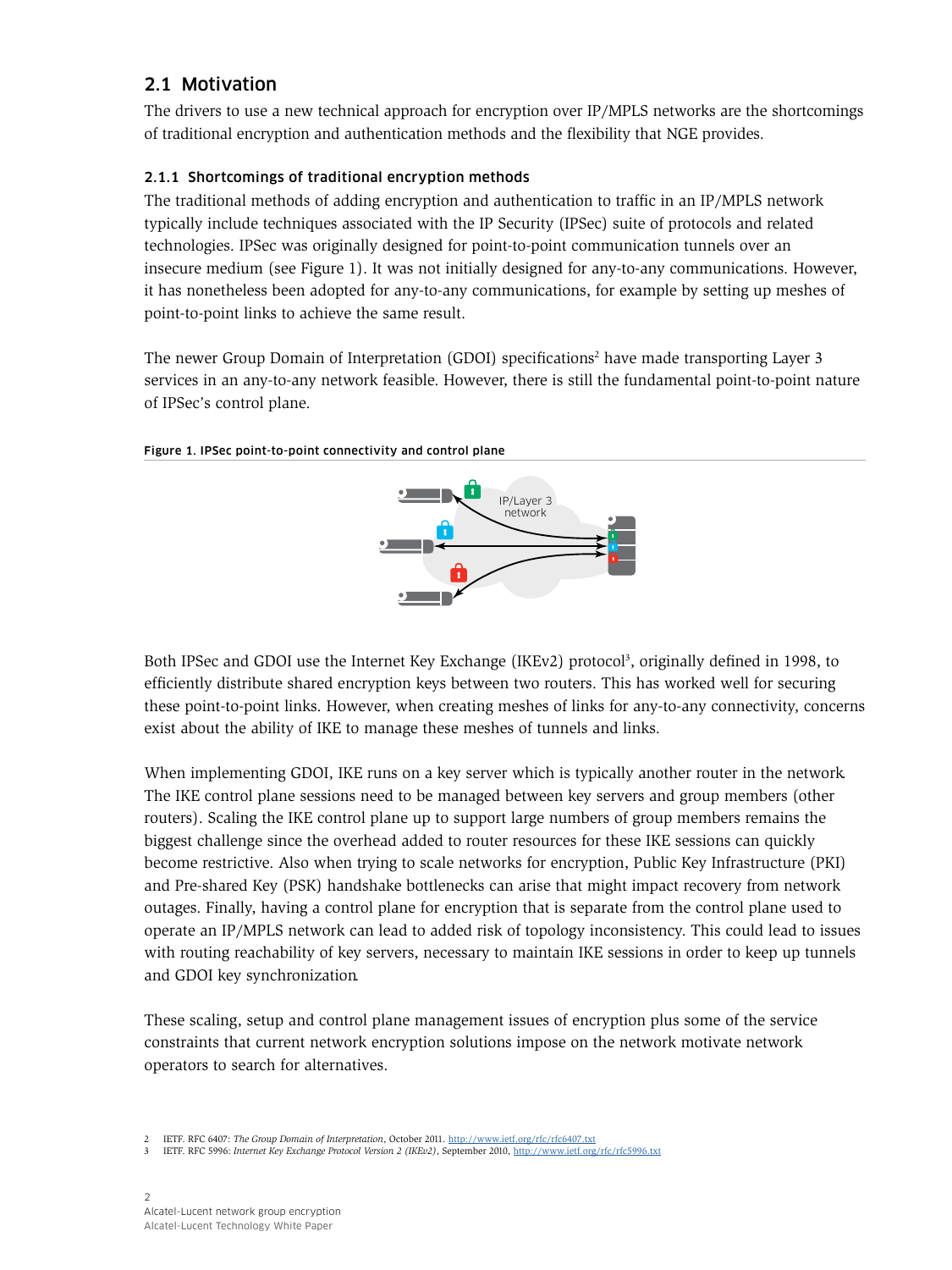## 2.1 Motivation

The drivers to use a new technical approach for encryption over IP/MPLS networks are the shortcomings of traditional encryption and authentication methods and the flexibility that NGE provides.

### 2.1.1 Shortcomings of traditional encryption methods

The traditional methods of adding encryption and authentication to traffic in an IP/MPLS network typically include techniques associated with the IP Security (IPSec) suite of protocols and related technologies. IPSec was originally designed for point-to-point communication tunnels over an insecure medium (see Figure 1). It was not initially designed for any-to-any communications. However, it has nonetheless been adopted for any-to-any communications, for example by setting up meshes of point-to-point links to achieve the same result.

The newer Group Domain of Interpretation (GDOI) specifications[2] have made transporting Layer 3 services in an any-to-any network feasible. However, there is still the fundamental point-to-point nature of IPSec's control plane.

**Figure 1. IPSec point-to-point connectivity and control plane**

IP/Layer 3
network

Both IPSec and GDOI use the Internet Key Exchange (IKEv2) protocol[3], originally defined in 1998, to efficiently distribute shared encryption keys between two routers. This has worked well for securing these point-to-point links. However, when creating meshes of links for any-to-any connectivity, concerns exist about the ability of IKE to manage these meshes of tunnels and links.

When implementing GDOI, IKE runs on a key server which is typically another router in the network. The IKE control plane sessions need to be managed between key servers and group members (other routers). Scaling the IKE control plane up to support large numbers of group members remains the biggest challenge since the overhead added to router resources for these IKE sessions can quickly become restrictive. Also when trying to scale networks for encryption, Public Key Infrastructure (PKI) and Pre-shared Key (PSK) handshake bottlenecks can arise that might impact recovery from network outages. Finally, having a control plane for encryption that is separate from the control plane used to operate an IP/MPLS network can lead to added risk of topology inconsistency. This could lead to issues with routing reachability of key servers, necessary to maintain IKE sessions in order to keep up tunnels and GDOI key synchronization.

These scaling, setup and control plane management issues of encryption plus some of the service constraints that current network encryption solutions impose on the network motivate network operators to search for alternatives.

2 IETF. RFC 6407: *The Group Domain of Interpretation*, October 2011. http://www.ietf.org/rfc/rfc6407.txt

3 IETF. RFC 5996: *Internet Key Exchange Protocol Version 2 (IKEv2)*, September 2010, http://www.ietf.org/rfc/rfc5996.txt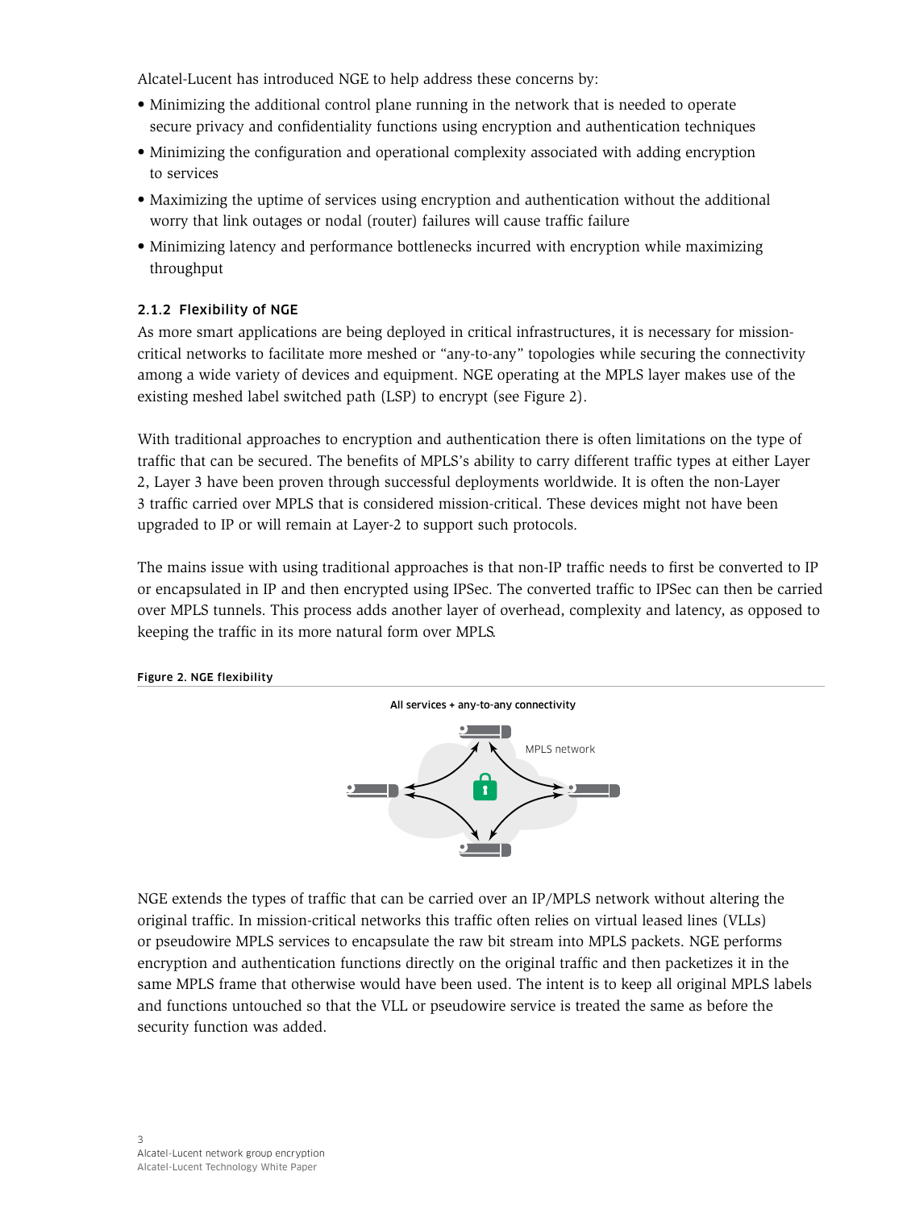Alcatel-Lucent has introduced NGE to help address these concerns by:

- Minimizing the additional control plane running in the network that is needed to operate secure privacy and confidentiality functions using encryption and authentication techniques
- Minimizing the configuration and operational complexity associated with adding encryption to services
- Maximizing the uptime of services using encryption and authentication without the additional worry that link outages or nodal (router) failures will cause traffic failure
- Minimizing latency and performance bottlenecks incurred with encryption while maximizing throughput

### 2.1.2 Flexibility of NGE

As more smart applications are being deployed in critical infrastructures, it is necessary for mission-critical networks to facilitate more meshed or "any-to-any" topologies while securing the connectivity among a wide variety of devices and equipment. NGE operating at the MPLS layer makes use of the existing meshed label switched path (LSP) to encrypt (see Figure 2).

With traditional approaches to encryption and authentication there is often limitations on the type of traffic that can be secured. The benefits of MPLS's ability to carry different traffic types at either Layer 2, Layer 3 have been proven through successful deployments worldwide. It is often the non-Layer 3 traffic carried over MPLS that is considered mission-critical. These devices might not have been upgraded to IP or will remain at Layer-2 to support such protocols.

The mains issue with using traditional approaches is that non-IP traffic needs to first be converted to IP or encapsulated in IP and then encrypted using IPSec. The converted traffic to IPSec can then be carried over MPLS tunnels. This process adds another layer of overhead, complexity and latency, as opposed to keeping the traffic in its more natural form over MPLS.

**Figure 2. NGE flexibility**

All services + any-to-any connectivity

MPLS network

NGE extends the types of traffic that can be carried over an IP/MPLS network without altering the original traffic. In mission-critical networks this traffic often relies on virtual leased lines (VLLs) or pseudowire MPLS services to encapsulate the raw bit stream into MPLS packets. NGE performs encryption and authentication functions directly on the original traffic and then packetizes it in the same MPLS frame that otherwise would have been used. The intent is to keep all original MPLS labels and functions untouched so that the VLL or pseudowire service is treated the same as before the security function was added.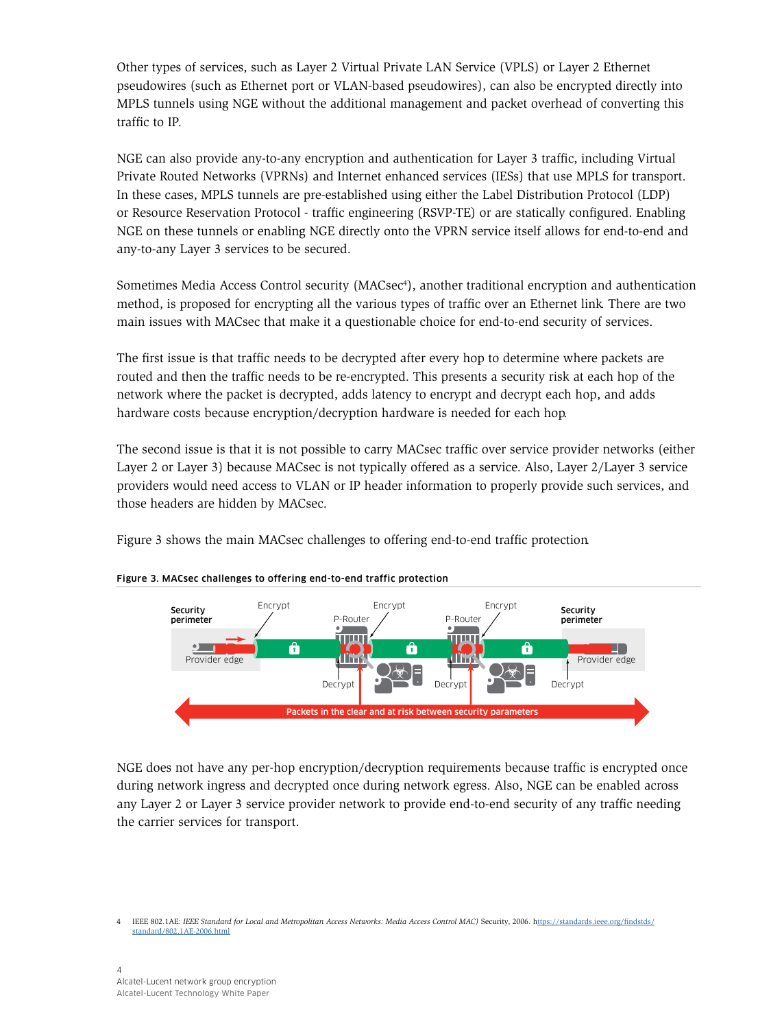Other types of services, such as Layer 2 Virtual Private LAN Service (VPLS) or Layer 2 Ethernet pseudowires (such as Ethernet port or VLAN-based pseudowires), can also be encrypted directly into MPLS tunnels using NGE without the additional management and packet overhead of converting this traffic to IP.

NGE can also provide any-to-any encryption and authentication for Layer 3 traffic, including Virtual Private Routed Networks (VPRNs) and Internet enhanced services (IESs) that use MPLS for transport. In these cases, MPLS tunnels are pre-established using either the Label Distribution Protocol (LDP) or Resource Reservation Protocol - traffic engineering (RSVP-TE) or are statically configured. Enabling NGE on these tunnels or enabling NGE directly onto the VPRN service itself allows for end-to-end and any-to-any Layer 3 services to be secured.

Sometimes Media Access Control security (MACsec[4]), another traditional encryption and authentication method, is proposed for encrypting all the various types of traffic over an Ethernet link. There are two main issues with MACsec that make it a questionable choice for end-to-end security of services.

The first issue is that traffic needs to be decrypted after every hop to determine where packets are routed and then the traffic needs to be re-encrypted. This presents a security risk at each hop of the network where the packet is decrypted, adds latency to encrypt and decrypt each hop, and adds hardware costs because encryption/decryption hardware is needed for each hop.

The second issue is that it is not possible to carry MACsec traffic over service provider networks (either Layer 2 or Layer 3) because MACsec is not typically offered as a service. Also, Layer 2/Layer 3 service providers would need access to VLAN or IP header information to properly provide such services, and those headers are hidden by MACsec.

Figure 3 shows the main MACsec challenges to offering end-to-end traffic protection.

**Figure 3. MACsec challenges to offering end-to-end traffic protection**

Security perimeter
Provider edge
Encrypt
P-Router
Encrypt
P-Router
Encrypt
Security perimeter
Provider edge
Decrypt
Decrypt
Decrypt
Packets in the clear and at risk between security parameters

NGE does not have any per-hop encryption/decryption requirements because traffic is encrypted once during network ingress and decrypted once during network egress. Also, NGE can be enabled across any Layer 2 or Layer 3 service provider network to provide end-to-end security of any traffic needing the carrier services for transport.

4 IEEE 802.1AE: *IEEE Standard for Local and Metropolitan Access Networks: Media Access Control MAC)* Security, 2006. https://standards.ieee.org/findstds/standard/802.1AE-2006.html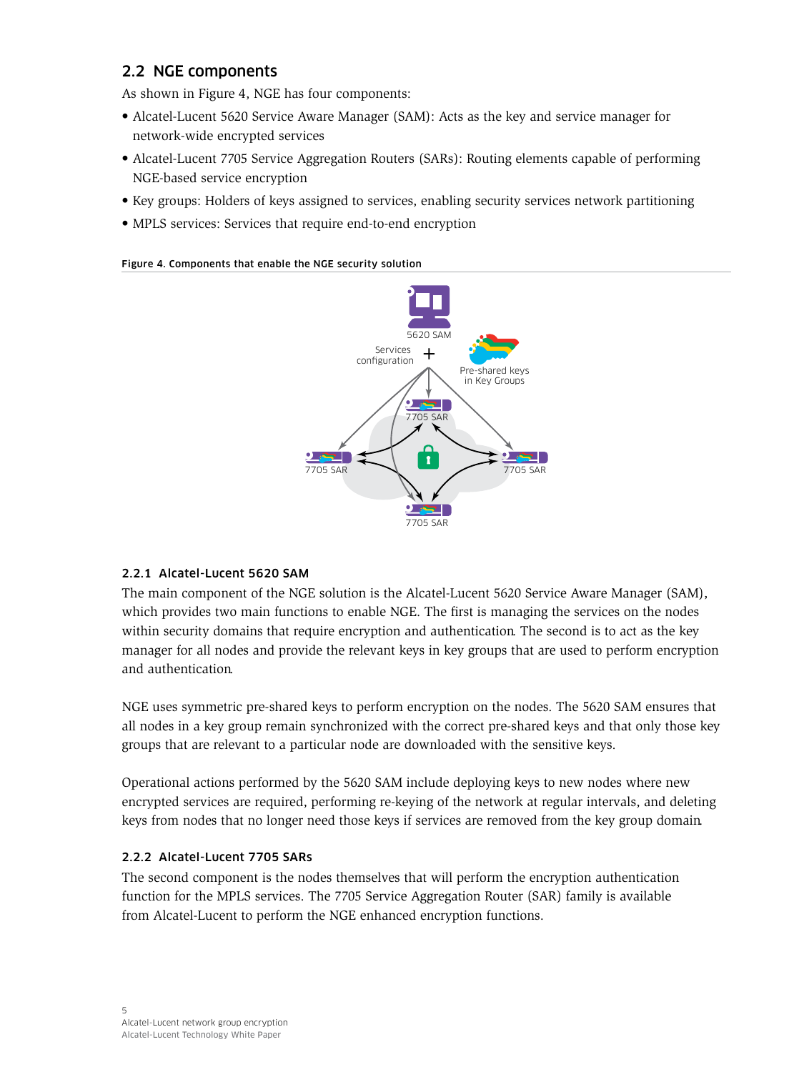## 2.2 NGE components

As shown in Figure 4, NGE has four components:

- Alcatel-Lucent 5620 Service Aware Manager (SAM): Acts as the key and service manager for network-wide encrypted services
- Alcatel-Lucent 7705 Service Aggregation Routers (SARs): Routing elements capable of performing NGE-based service encryption
- Key groups: Holders of keys assigned to services, enabling security services network partitioning
- MPLS services: Services that require end-to-end encryption

**Figure 4. Components that enable the NGE security solution**

### 2.2.1 Alcatel-Lucent 5620 SAM

The main component of the NGE solution is the Alcatel-Lucent 5620 Service Aware Manager (SAM), which provides two main functions to enable NGE. The first is managing the services on the nodes within security domains that require encryption and authentication. The second is to act as the key manager for all nodes and provide the relevant keys in key groups that are used to perform encryption and authentication.

NGE uses symmetric pre-shared keys to perform encryption on the nodes. The 5620 SAM ensures that all nodes in a key group remain synchronized with the correct pre-shared keys and that only those key groups that are relevant to a particular node are downloaded with the sensitive keys.

Operational actions performed by the 5620 SAM include deploying keys to new nodes where new encrypted services are required, performing re-keying of the network at regular intervals, and deleting keys from nodes that no longer need those keys if services are removed from the key group domain.

### 2.2.2 Alcatel-Lucent 7705 SARs

The second component is the nodes themselves that will perform the encryption authentication function for the MPLS services. The 7705 Service Aggregation Router (SAR) family is available from Alcatel-Lucent to perform the NGE enhanced encryption functions.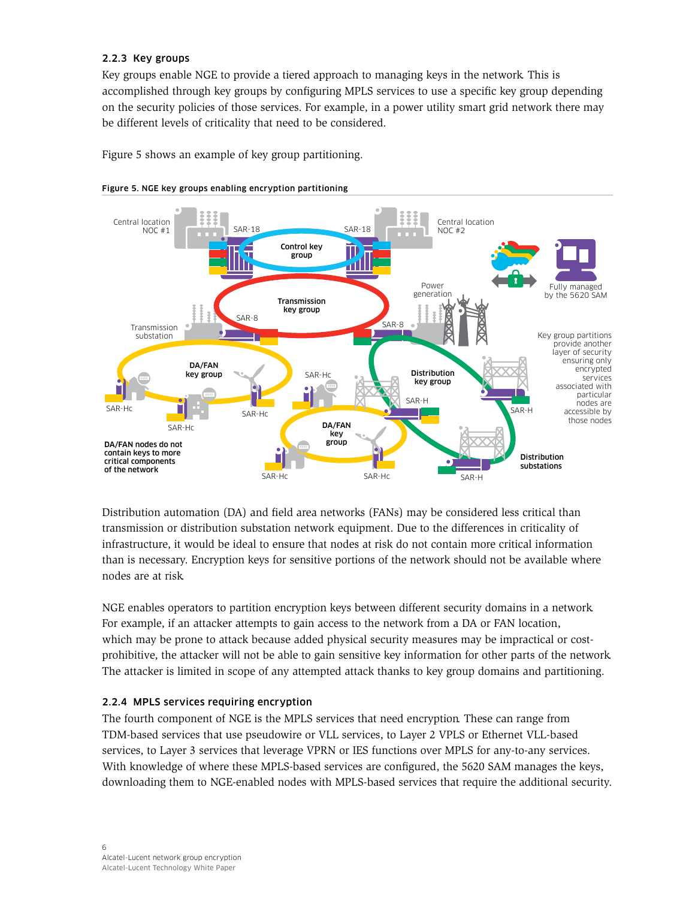### 2.2.3 Key groups

Key groups enable NGE to provide a tiered approach to managing keys in the network. This is accomplished through key groups by configuring MPLS services to use a specific key group depending on the security policies of those services. For example, in a power utility smart grid network there may be different levels of criticality that need to be considered.

Figure 5 shows an example of key group partitioning.

**Figure 5. NGE key groups enabling encryption partitioning**

Central location NOC #1
SAR-18
SAR-18
Central location NOC #2
Control key group
Fully managed by the 5620 SAM
Power generation
Transmission key group
SAR-8
SAR-8
Transmission substation
Key group partitions provide another layer of security ensuring only encrypted services associated with particular nodes are accessible by those nodes
DA/FAN key group
SAR-Hc
Distribution key group
SAR-H
SAR-Hc
SAR-H
SAR-Hc
SAR-Hc
DA/FAN key group
DA/FAN nodes do not contain keys to more critical components of the network
SAR-Hc
SAR-Hc
SAR-H
Distribution substations

Distribution automation (DA) and field area networks (FANs) may be considered less critical than transmission or distribution substation network equipment. Due to the differences in criticality of infrastructure, it would be ideal to ensure that nodes at risk do not contain more critical information than is necessary. Encryption keys for sensitive portions of the network should not be available where nodes are at risk.

NGE enables operators to partition encryption keys between different security domains in a network. For example, if an attacker attempts to gain access to the network from a DA or FAN location, which may be prone to attack because added physical security measures may be impractical or cost-prohibitive, the attacker will not be able to gain sensitive key information for other parts of the network. The attacker is limited in scope of any attempted attack thanks to key group domains and partitioning.

### 2.2.4 MPLS services requiring encryption

The fourth component of NGE is the MPLS services that need encryption. These can range from TDM-based services that use pseudowire or VLL services, to Layer 2 VPLS or Ethernet VLL-based services, to Layer 3 services that leverage VPRN or IES functions over MPLS for any-to-any services. With knowledge of where these MPLS-based services are configured, the 5620 SAM manages the keys, downloading them to NGE-enabled nodes with MPLS-based services that require the additional security.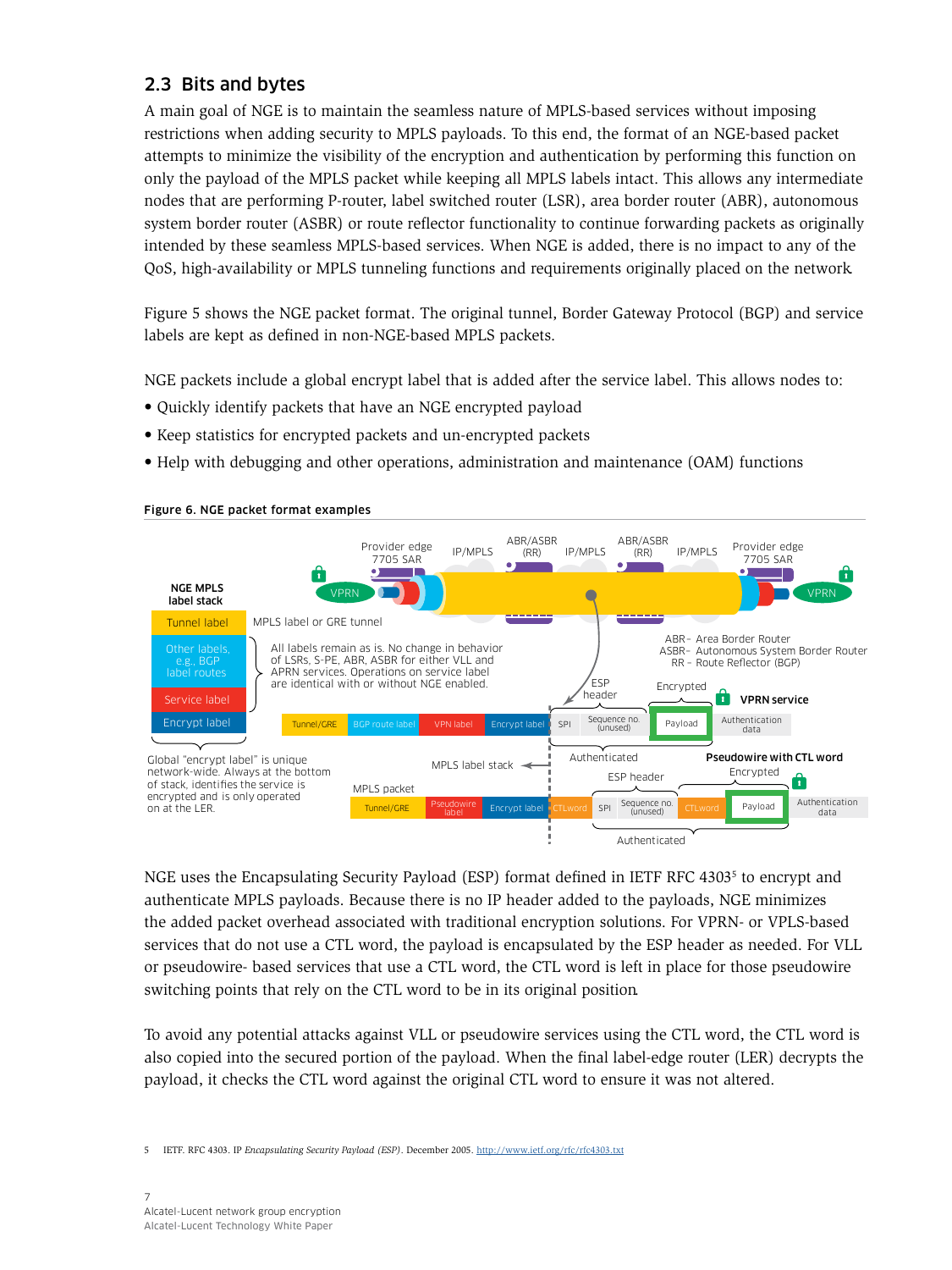## 2.3 Bits and bytes

A main goal of NGE is to maintain the seamless nature of MPLS-based services without imposing restrictions when adding security to MPLS payloads. To this end, the format of an NGE-based packet attempts to minimize the visibility of the encryption and authentication by performing this function on only the payload of the MPLS packet while keeping all MPLS labels intact. This allows any intermediate nodes that are performing P-router, label switched router (LSR), area border router (ABR), autonomous system border router (ASBR) or route reflector functionality to continue forwarding packets as originally intended by these seamless MPLS-based services. When NGE is added, there is no impact to any of the QoS, high-availability or MPLS tunneling functions and requirements originally placed on the network.

Figure 5 shows the NGE packet format. The original tunnel, Border Gateway Protocol (BGP) and service labels are kept as defined in non-NGE-based MPLS packets.

NGE packets include a global encrypt label that is added after the service label. This allows nodes to:

- Quickly identify packets that have an NGE encrypted payload
- Keep statistics for encrypted packets and un-encrypted packets
- Help with debugging and other operations, administration and maintenance (OAM) functions

**Figure 6. NGE packet format examples**

Provider edge 7705 SAR
IP/MPLS
ABR/ASBR (RR)
IP/MPLS
ABR/ASBR (RR)
IP/MPLS
Provider edge 7705 SAR
VPRN
VPRN

NGE MPLS label stack
Tunnel label
Other labels, e.g., BGP label routes
Service label
Encrypt label

MPLS label or GRE tunnel

All labels remain as is. No change in behavior of LSRs, S-PE, ABR, ASBR for either VLL and APRN services. Operations on service label are identical with or without NGE enabled.

ABR – Area Border Router
ASBR – Autonomous System Border Router
RR – Route Reflector (BGP)

ESP header
Encrypted
VPRN service
Tunnel/GRE | BGP route label | VPN label | Encrypt label | SPI | Sequence no. (unused) | Payload | Authentication data
Authenticated

Global "encrypt label" is unique network-wide. Always at the bottom of stack, identifies the service is encrypted and is only operated on at the LER.

MPLS label stack
MPLS packet

Pseudowire with CTL word
ESP header
Encrypted
Tunnel/GRE | Pseudowire label | Encrypt label | CTLword | SPI | Sequence no. (unused) | CTLword | Payload | Authentication data
Authenticated

NGE uses the Encapsulating Security Payload (ESP) format defined in IETF RFC 4303[5] to encrypt and authenticate MPLS payloads. Because there is no IP header added to the payloads, NGE minimizes the added packet overhead associated with traditional encryption solutions. For VPRN- or VPLS-based services that do not use a CTL word, the payload is encapsulated by the ESP header as needed. For VLL or pseudowire- based services that use a CTL word, the CTL word is left in place for those pseudowire switching points that rely on the CTL word to be in its original position.

To avoid any potential attacks against VLL or pseudowire services using the CTL word, the CTL word is also copied into the secured portion of the payload. When the final label-edge router (LER) decrypts the payload, it checks the CTL word against the original CTL word to ensure it was not altered.

5 IETF. RFC 4303. IP *Encapsulating Security Payload (ESP)*. December 2005. http://www.ietf.org/rfc/rfc4303.txt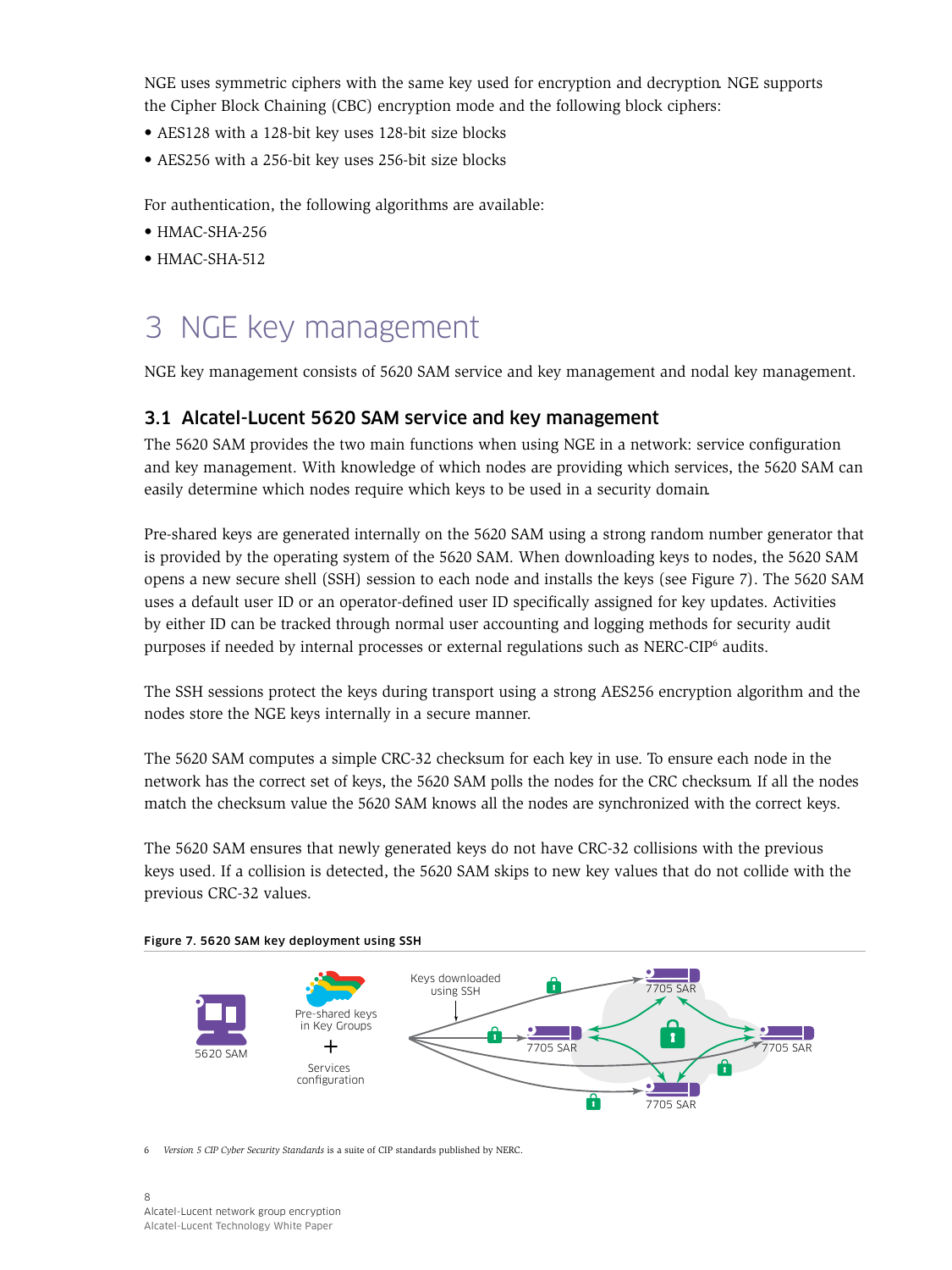NGE uses symmetric ciphers with the same key used for encryption and decryption. NGE supports the Cipher Block Chaining (CBC) encryption mode and the following block ciphers:

- AES128 with a 128-bit key uses 128-bit size blocks
- AES256 with a 256-bit key uses 256-bit size blocks

For authentication, the following algorithms are available:

- HMAC-SHA-256
- HMAC-SHA-512

# 3 NGE key management

NGE key management consists of 5620 SAM service and key management and nodal key management.

## 3.1 Alcatel-Lucent 5620 SAM service and key management

The 5620 SAM provides the two main functions when using NGE in a network: service configuration and key management. With knowledge of which nodes are providing which services, the 5620 SAM can easily determine which nodes require which keys to be used in a security domain.

Pre-shared keys are generated internally on the 5620 SAM using a strong random number generator that is provided by the operating system of the 5620 SAM. When downloading keys to nodes, the 5620 SAM opens a new secure shell (SSH) session to each node and installs the keys (see Figure 7). The 5620 SAM uses a default user ID or an operator-defined user ID specifically assigned for key updates. Activities by either ID can be tracked through normal user accounting and logging methods for security audit purposes if needed by internal processes or external regulations such as NERC-CIP[6] audits.

The SSH sessions protect the keys during transport using a strong AES256 encryption algorithm and the nodes store the NGE keys internally in a secure manner.

The 5620 SAM computes a simple CRC-32 checksum for each key in use. To ensure each node in the network has the correct set of keys, the 5620 SAM polls the nodes for the CRC checksum. If all the nodes match the checksum value the 5620 SAM knows all the nodes are synchronized with the correct keys.

The 5620 SAM ensures that newly generated keys do not have CRC-32 collisions with the previous keys used. If a collision is detected, the 5620 SAM skips to new key values that do not collide with the previous CRC-32 values.

**Figure 7. 5620 SAM key deployment using SSH**

5620 SAM

Pre-shared keys in Key Groups

+

Services configuration

Keys downloaded using SSH

7705 SAR

7705 SAR

7705 SAR

7705 SAR

6 *Version 5 CIP Cyber Security Standards* is a suite of CIP standards published by NERC.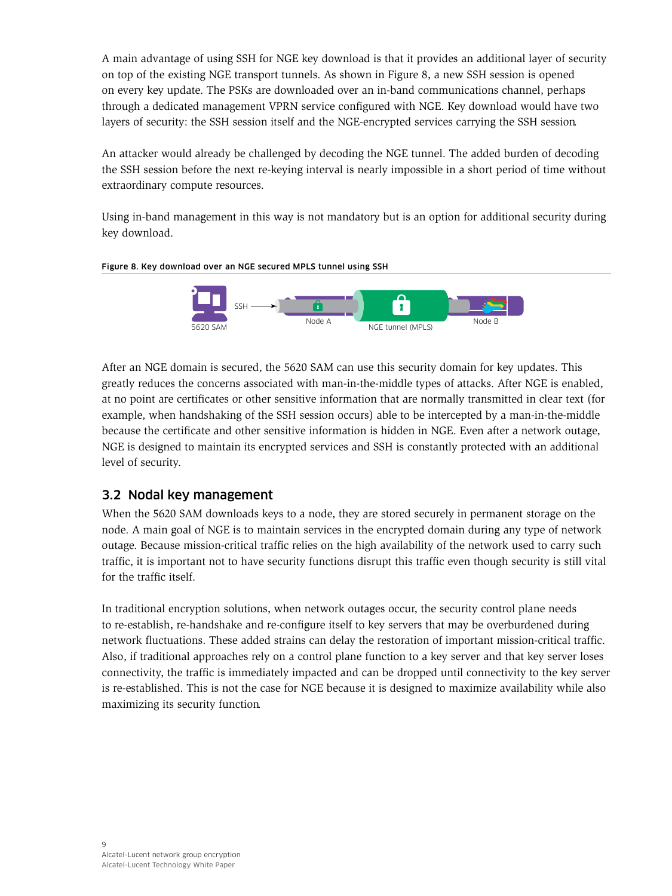A main advantage of using SSH for NGE key download is that it provides an additional layer of security on top of the existing NGE transport tunnels. As shown in Figure 8, a new SSH session is opened on every key update. The PSKs are downloaded over an in-band communications channel, perhaps through a dedicated management VPRN service configured with NGE. Key download would have two layers of security: the SSH session itself and the NGE-encrypted services carrying the SSH session.

An attacker would already be challenged by decoding the NGE tunnel. The added burden of decoding the SSH session before the next re-keying interval is nearly impossible in a short period of time without extraordinary compute resources.

Using in-band management in this way is not mandatory but is an option for additional security during key download.

**Figure 8. Key download over an NGE secured MPLS tunnel using SSH**

5620 SAM
SSH
Node A
NGE tunnel (MPLS)
Node B

After an NGE domain is secured, the 5620 SAM can use this security domain for key updates. This greatly reduces the concerns associated with man-in-the-middle types of attacks. After NGE is enabled, at no point are certificates or other sensitive information that are normally transmitted in clear text (for example, when handshaking of the SSH session occurs) able to be intercepted by a man-in-the-middle because the certificate and other sensitive information is hidden in NGE. Even after a network outage, NGE is designed to maintain its encrypted services and SSH is constantly protected with an additional level of security.

## 3.2 Nodal key management

When the 5620 SAM downloads keys to a node, they are stored securely in permanent storage on the node. A main goal of NGE is to maintain services in the encrypted domain during any type of network outage. Because mission-critical traffic relies on the high availability of the network used to carry such traffic, it is important not to have security functions disrupt this traffic even though security is still vital for the traffic itself.

In traditional encryption solutions, when network outages occur, the security control plane needs to re-establish, re-handshake and re-configure itself to key servers that may be overburdened during network fluctuations. These added strains can delay the restoration of important mission-critical traffic. Also, if traditional approaches rely on a control plane function to a key server and that key server loses connectivity, the traffic is immediately impacted and can be dropped until connectivity to the key server is re-established. This is not the case for NGE because it is designed to maximize availability while also maximizing its security function.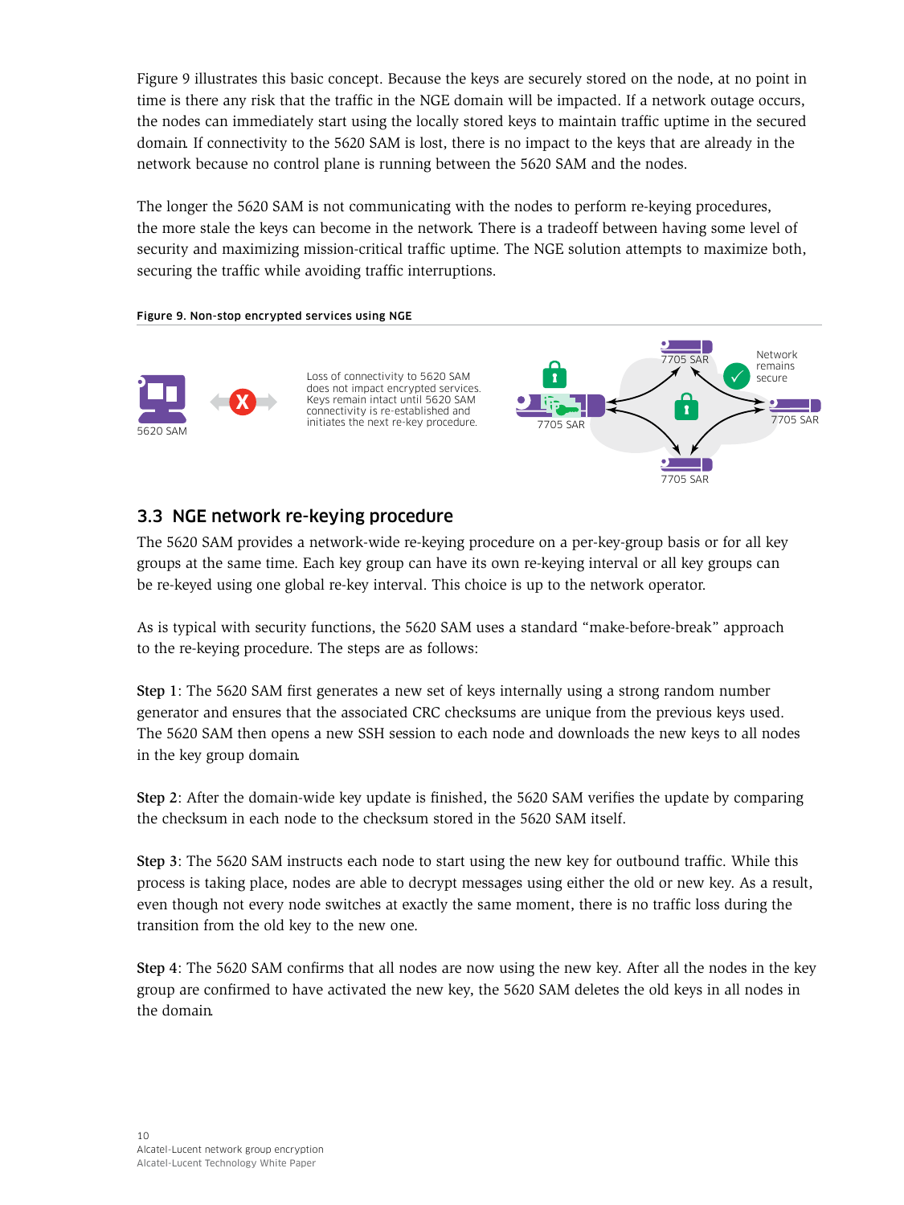Figure 9 illustrates this basic concept. Because the keys are securely stored on the node, at no point in time is there any risk that the traffic in the NGE domain will be impacted. If a network outage occurs, the nodes can immediately start using the locally stored keys to maintain traffic uptime in the secured domain. If connectivity to the 5620 SAM is lost, there is no impact to the keys that are already in the network because no control plane is running between the 5620 SAM and the nodes.

The longer the 5620 SAM is not communicating with the nodes to perform re-keying procedures, the more stale the keys can become in the network. There is a tradeoff between having some level of security and maximizing mission-critical traffic uptime. The NGE solution attempts to maximize both, securing the traffic while avoiding traffic interruptions.

**Figure 9. Non-stop encrypted services using NGE**

5620 SAM

Loss of connectivity to 5620 SAM does not impact encrypted services. Keys remain intact until 5620 SAM connectivity is re-established and initiates the next re-key procedure.

7705 SAR

7705 SAR

7705 SAR

7705 SAR

Network remains secure

## 3.3 NGE network re-keying procedure

The 5620 SAM provides a network-wide re-keying procedure on a per-key-group basis or for all key groups at the same time. Each key group can have its own re-keying interval or all key groups can be re-keyed using one global re-key interval. This choice is up to the network operator.

As is typical with security functions, the 5620 SAM uses a standard "make-before-break" approach to the re-keying procedure. The steps are as follows:

**Step 1**: The 5620 SAM first generates a new set of keys internally using a strong random number generator and ensures that the associated CRC checksums are unique from the previous keys used. The 5620 SAM then opens a new SSH session to each node and downloads the new keys to all nodes in the key group domain.

**Step 2**: After the domain-wide key update is finished, the 5620 SAM verifies the update by comparing the checksum in each node to the checksum stored in the 5620 SAM itself.

**Step 3**: The 5620 SAM instructs each node to start using the new key for outbound traffic. While this process is taking place, nodes are able to decrypt messages using either the old or new key. As a result, even though not every node switches at exactly the same moment, there is no traffic loss during the transition from the old key to the new one.

**Step 4**: The 5620 SAM confirms that all nodes are now using the new key. After all the nodes in the key group are confirmed to have activated the new key, the 5620 SAM deletes the old keys in all nodes in the domain.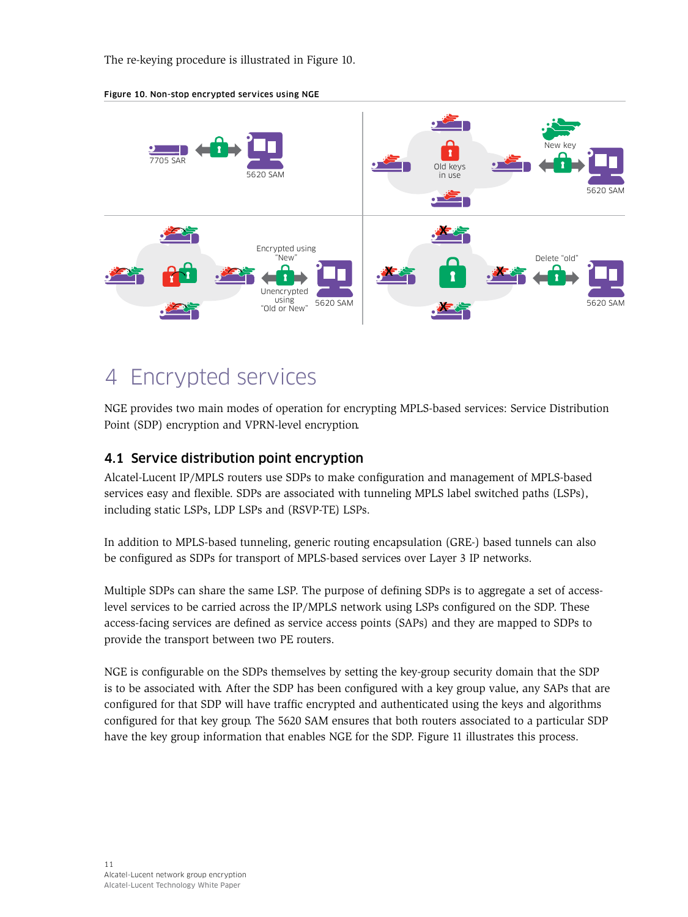The re-keying procedure is illustrated in Figure 10.

**Figure 10. Non-stop encrypted services using NGE**

7705 SAR

5620 SAM

Old keys in use

New key

5620 SAM

Encrypted using "New"

Unencrypted using "Old or New"

5620 SAM

Delete "old"

5620 SAM

# 4 Encrypted services

NGE provides two main modes of operation for encrypting MPLS-based services: Service Distribution Point (SDP) encryption and VPRN-level encryption.

## 4.1 Service distribution point encryption

Alcatel-Lucent IP/MPLS routers use SDPs to make configuration and management of MPLS-based services easy and flexible. SDPs are associated with tunneling MPLS label switched paths (LSPs), including static LSPs, LDP LSPs and (RSVP-TE) LSPs.

In addition to MPLS-based tunneling, generic routing encapsulation (GRE-) based tunnels can also be configured as SDPs for transport of MPLS-based services over Layer 3 IP networks.

Multiple SDPs can share the same LSP. The purpose of defining SDPs is to aggregate a set of access-level services to be carried across the IP/MPLS network using LSPs configured on the SDP. These access-facing services are defined as service access points (SAPs) and they are mapped to SDPs to provide the transport between two PE routers.

NGE is configurable on the SDPs themselves by setting the key-group security domain that the SDP is to be associated with. After the SDP has been configured with a key group value, any SAPs that are configured for that SDP will have traffic encrypted and authenticated using the keys and algorithms configured for that key group. The 5620 SAM ensures that both routers associated to a particular SDP have the key group information that enables NGE for the SDP. Figure 11 illustrates this process.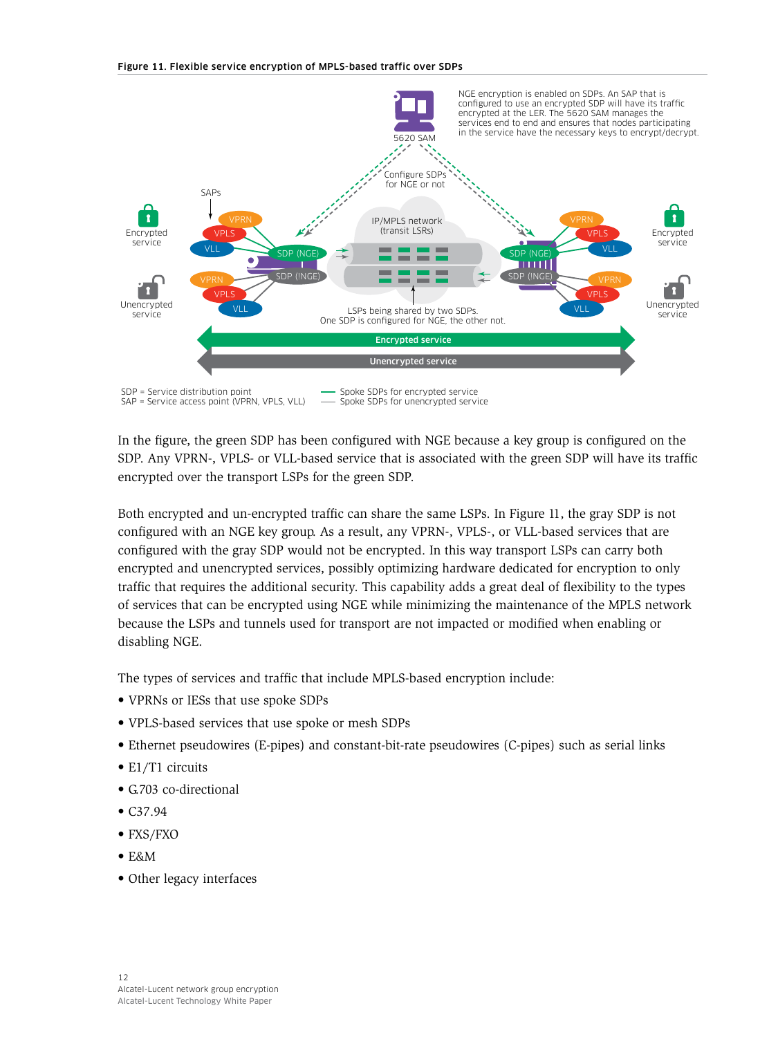**Figure 11. Flexible service encryption of MPLS-based traffic over SDPs**

5620 SAM

NGE encryption is enabled on SDPs. An SAP that is configured to use an encrypted SDP will have its traffic encrypted at the LER. The 5620 SAM manages the services end to end and ensures that nodes participating in the service have the necessary keys to encrypt/decrypt.

Configure SDPs for NGE or not

SAPs

IP/MPLS network (transit LSRs)

Encrypted service

Unencrypted service

VPRN
VPLS
VLL

SDP (NGE)

SDP (!NGE)

LSPs being shared by two SDPs. One SDP is configured for NGE, the other not.

Encrypted service

Unencrypted service

SDP = Service distribution point
SAP = Service access point (VPRN, VPLS, VLL)

Spoke SDPs for encrypted service
Spoke SDPs for unencrypted service

In the figure, the green SDP has been configured with NGE because a key group is configured on the SDP. Any VPRN-, VPLS- or VLL-based service that is associated with the green SDP will have its traffic encrypted over the transport LSPs for the green SDP.

Both encrypted and un-encrypted traffic can share the same LSPs. In Figure 11, the gray SDP is not configured with an NGE key group. As a result, any VPRN-, VPLS-, or VLL-based services that are configured with the gray SDP would not be encrypted. In this way transport LSPs can carry both encrypted and unencrypted services, possibly optimizing hardware dedicated for encryption to only traffic that requires the additional security. This capability adds a great deal of flexibility to the types of services that can be encrypted using NGE while minimizing the maintenance of the MPLS network because the LSPs and tunnels used for transport are not impacted or modified when enabling or disabling NGE.

The types of services and traffic that include MPLS-based encryption include:

- VPRNs or IESs that use spoke SDPs
- VPLS-based services that use spoke or mesh SDPs
- Ethernet pseudowires (E-pipes) and constant-bit-rate pseudowires (C-pipes) such as serial links
- E1/T1 circuits
- G.703 co-directional
- C37.94
- FXS/FXO
- E&M
- Other legacy interfaces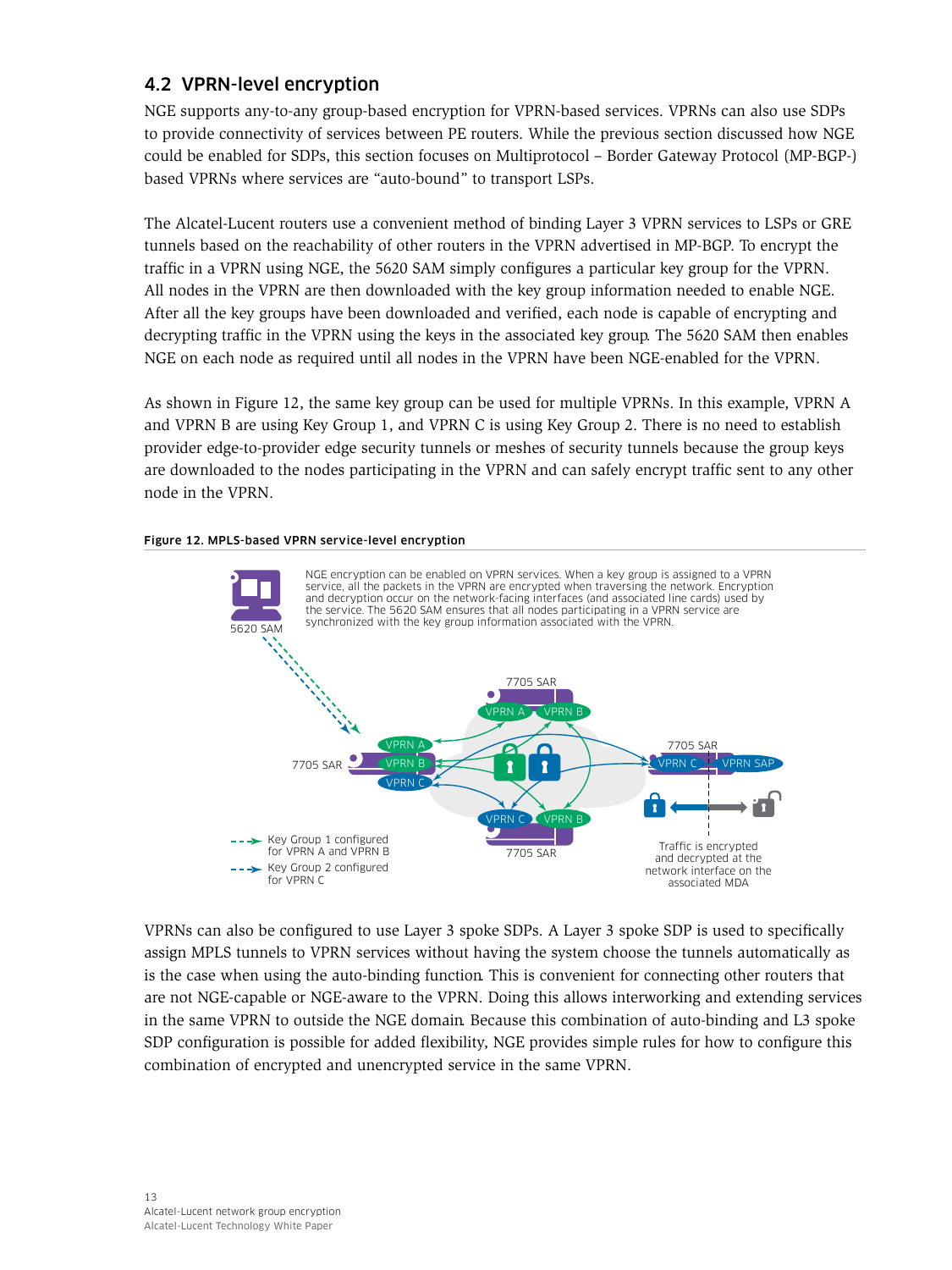## 4.2 VPRN-level encryption

NGE supports any-to-any group-based encryption for VPRN-based services. VPRNs can also use SDPs to provide connectivity of services between PE routers. While the previous section discussed how NGE could be enabled for SDPs, this section focuses on Multiprotocol – Border Gateway Protocol (MP-BGP-) based VPRNs where services are "auto-bound" to transport LSPs.

The Alcatel-Lucent routers use a convenient method of binding Layer 3 VPRN services to LSPs or GRE tunnels based on the reachability of other routers in the VPRN advertised in MP-BGP. To encrypt the traffic in a VPRN using NGE, the 5620 SAM simply configures a particular key group for the VPRN. All nodes in the VPRN are then downloaded with the key group information needed to enable NGE. After all the key groups have been downloaded and verified, each node is capable of encrypting and decrypting traffic in the VPRN using the keys in the associated key group. The 5620 SAM then enables NGE on each node as required until all nodes in the VPRN have been NGE-enabled for the VPRN.

As shown in Figure 12, the same key group can be used for multiple VPRNs. In this example, VPRN A and VPRN B are using Key Group 1, and VPRN C is using Key Group 2. There is no need to establish provider edge-to-provider edge security tunnels or meshes of security tunnels because the group keys are downloaded to the nodes participating in the VPRN and can safely encrypt traffic sent to any other node in the VPRN.

**Figure 12. MPLS-based VPRN service-level encryption**

NGE encryption can be enabled on VPRN services. When a key group is assigned to a VPRN service, all the packets in the VPRN are encrypted when traversing the network. Encryption and decryption occur on the network-facing interfaces (and associated line cards) used by the service. The 5620 SAM ensures that all nodes participating in a VPRN service are synchronized with the key group information associated with the VPRN.

5620 SAM

7705 SAR

VPRN A

VPRN B

VPRN C

VPRN SAP

Key Group 1 configured for VPRN A and VPRN B

Key Group 2 configured for VPRN C

Traffic is encrypted and decrypted at the network interface on the associated MDA

VPRNs can also be configured to use Layer 3 spoke SDPs. A Layer 3 spoke SDP is used to specifically assign MPLS tunnels to VPRN services without having the system choose the tunnels automatically as is the case when using the auto-binding function. This is convenient for connecting other routers that are not NGE-capable or NGE-aware to the VPRN. Doing this allows interworking and extending services in the same VPRN to outside the NGE domain. Because this combination of auto-binding and L3 spoke SDP configuration is possible for added flexibility, NGE provides simple rules for how to configure this combination of encrypted and unencrypted service in the same VPRN.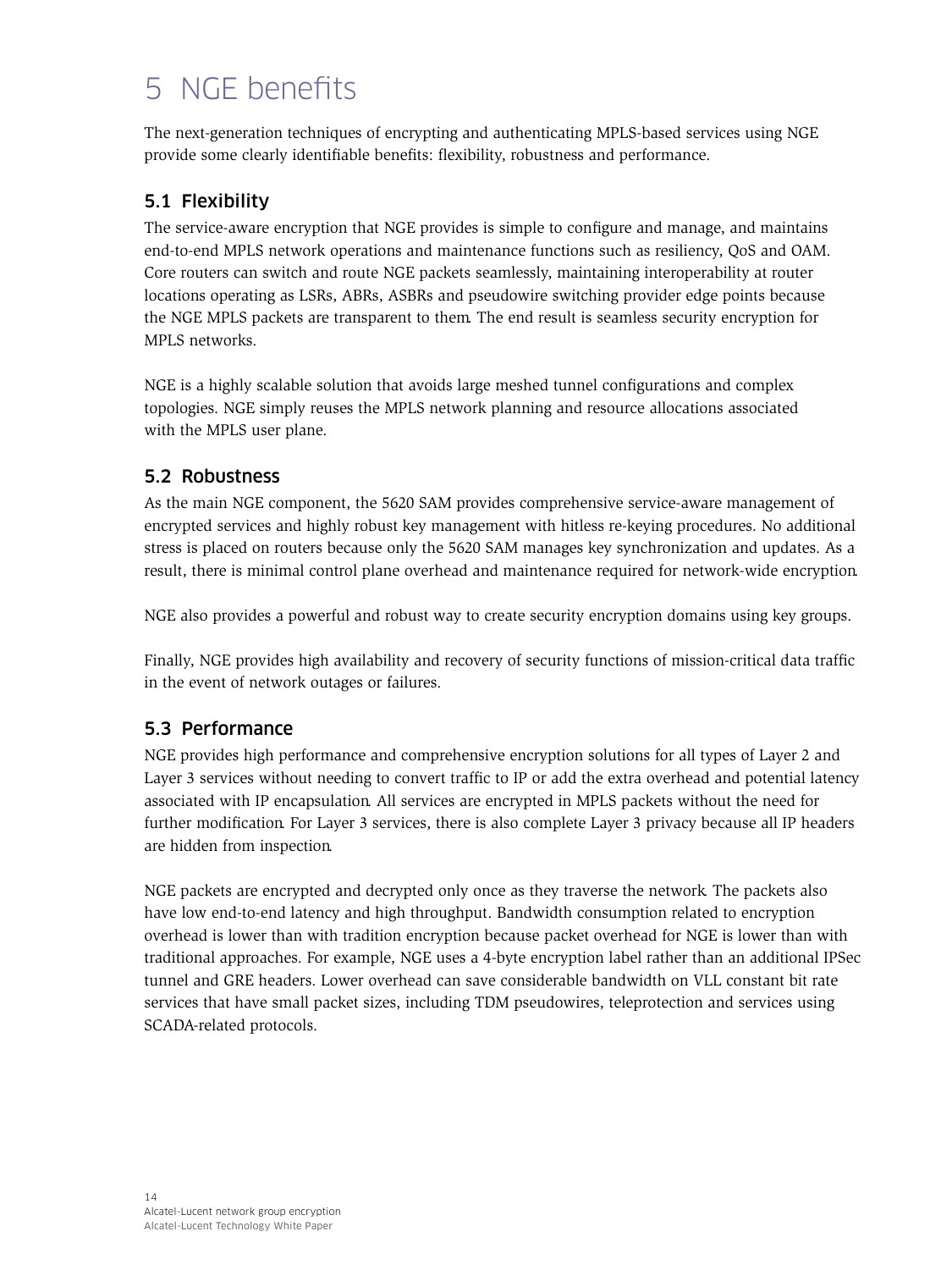# 5 NGE benefits

The next-generation techniques of encrypting and authenticating MPLS-based services using NGE provide some clearly identifiable benefits: flexibility, robustness and performance.

## 5.1 Flexibility

The service-aware encryption that NGE provides is simple to configure and manage, and maintains end-to-end MPLS network operations and maintenance functions such as resiliency, QoS and OAM. Core routers can switch and route NGE packets seamlessly, maintaining interoperability at router locations operating as LSRs, ABRs, ASBRs and pseudowire switching provider edge points because the NGE MPLS packets are transparent to them. The end result is seamless security encryption for MPLS networks.

NGE is a highly scalable solution that avoids large meshed tunnel configurations and complex topologies. NGE simply reuses the MPLS network planning and resource allocations associated with the MPLS user plane.

## 5.2 Robustness

As the main NGE component, the 5620 SAM provides comprehensive service-aware management of encrypted services and highly robust key management with hitless re-keying procedures. No additional stress is placed on routers because only the 5620 SAM manages key synchronization and updates. As a result, there is minimal control plane overhead and maintenance required for network-wide encryption.

NGE also provides a powerful and robust way to create security encryption domains using key groups.

Finally, NGE provides high availability and recovery of security functions of mission-critical data traffic in the event of network outages or failures.

## 5.3 Performance

NGE provides high performance and comprehensive encryption solutions for all types of Layer 2 and Layer 3 services without needing to convert traffic to IP or add the extra overhead and potential latency associated with IP encapsulation. All services are encrypted in MPLS packets without the need for further modification. For Layer 3 services, there is also complete Layer 3 privacy because all IP headers are hidden from inspection.

NGE packets are encrypted and decrypted only once as they traverse the network. The packets also have low end-to-end latency and high throughput. Bandwidth consumption related to encryption overhead is lower than with tradition encryption because packet overhead for NGE is lower than with traditional approaches. For example, NGE uses a 4-byte encryption label rather than an additional IPSec tunnel and GRE headers. Lower overhead can save considerable bandwidth on VLL constant bit rate services that have small packet sizes, including TDM pseudowires, teleprotection and services using SCADA-related protocols.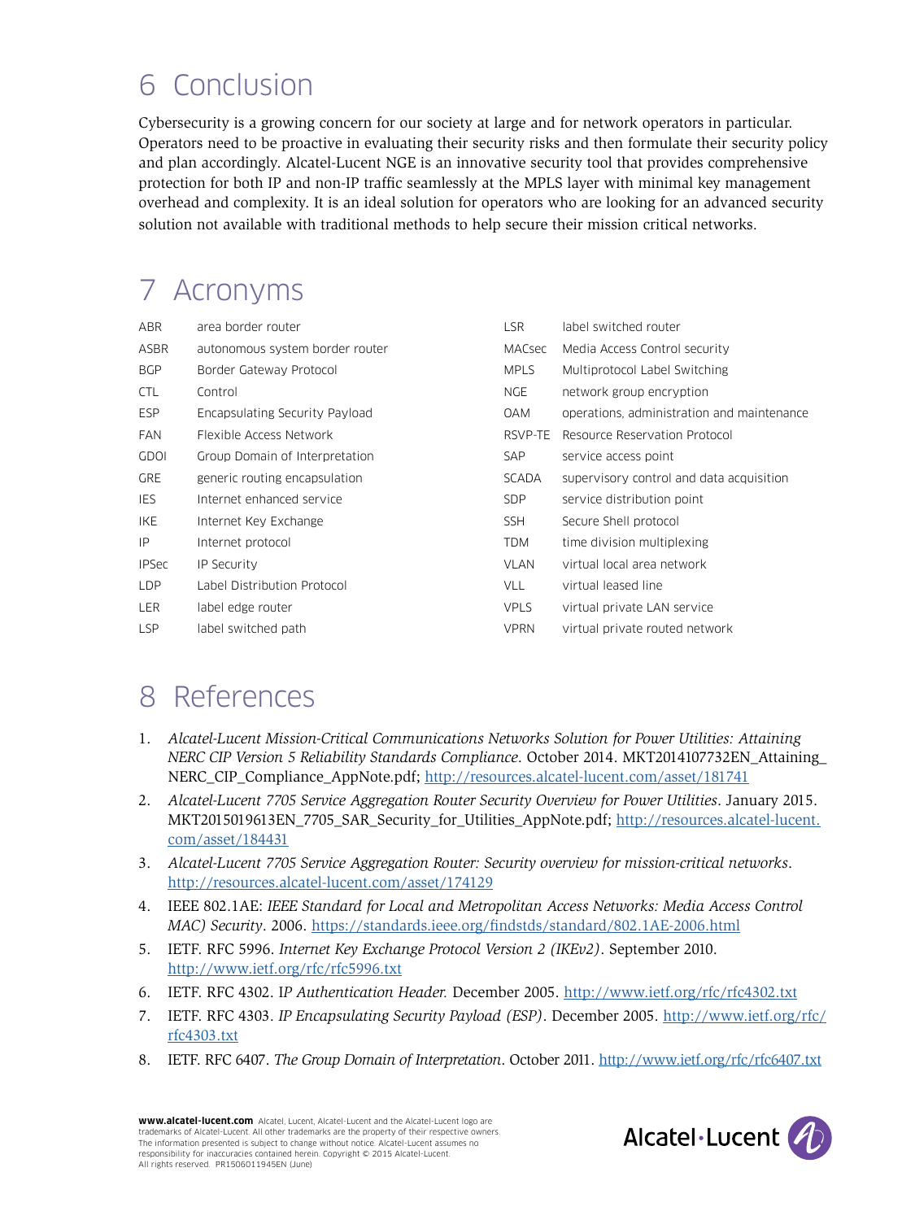# 6 Conclusion

Cybersecurity is a growing concern for our society at large and for network operators in particular. Operators need to be proactive in evaluating their security risks and then formulate their security policy and plan accordingly. Alcatel-Lucent NGE is an innovative security tool that provides comprehensive protection for both IP and non-IP traffic seamlessly at the MPLS layer with minimal key management overhead and complexity. It is an ideal solution for operators who are looking for an advanced security solution not available with traditional methods to help secure their mission critical networks.

# 7 Acronyms

| | |
|---|---|
| ABR | area border router |
| ASBR | autonomous system border router |
| BGP | Border Gateway Protocol |
| CTL | Control |
| ESP | Encapsulating Security Payload |
| FAN | Flexible Access Network |
| GDOI | Group Domain of Interpretation |
| GRE | generic routing encapsulation |
| IES | Internet enhanced service |
| IKE | Internet Key Exchange |
| IP | Internet protocol |
| IPSec | IP Security |
| LDP | Label Distribution Protocol |
| LER | label edge router |
| LSP | label switched path |
| LSR | label switched router |
| MACsec | Media Access Control security |
| MPLS | Multiprotocol Label Switching |
| NGE | network group encryption |
| OAM | operations, administration and maintenance |
| RSVP-TE | Resource Reservation Protocol |
| SAP | service access point |
| SCADA | supervisory control and data acquisition |
| SDP | service distribution point |
| SSH | Secure Shell protocol |
| TDM | time division multiplexing |
| VLAN | virtual local area network |
| VLL | virtual leased line |
| VPLS | virtual private LAN service |
| VPRN | virtual private routed network |

# 8 References

1. *Alcatel-Lucent Mission-Critical Communications Networks Solution for Power Utilities: Attaining NERC CIP Version 5 Reliability Standards Compliance*. October 2014. MKT2014107732EN_Attaining_NERC_CIP_Compliance_AppNote.pdf; http://resources.alcatel-lucent.com/asset/181741
2. *Alcatel-Lucent 7705 Service Aggregation Router Security Overview for Power Utilities*. January 2015. MKT2015019613EN_7705_SAR_Security_for_Utilities_AppNote.pdf; http://resources.alcatel-lucent.com/asset/184431
3. *Alcatel-Lucent 7705 Service Aggregation Router: Security overview for mission-critical networks*. http://resources.alcatel-lucent.com/asset/174129
4. IEEE 802.1AE: *IEEE Standard for Local and Metropolitan Access Networks: Media Access Control MAC) Security*. 2006. https://standards.ieee.org/findstds/standard/802.1AE-2006.html
5. IETF. RFC 5996. *Internet Key Exchange Protocol Version 2 (IKEv2)*. September 2010. http://www.ietf.org/rfc/rfc5996.txt
6. IETF. RFC 4302. I*P Authentication Header.* December 2005. http://www.ietf.org/rfc/rfc4302.txt
7. IETF. RFC 4303. *IP Encapsulating Security Payload (ESP)*. December 2005. http://www.ietf.org/rfc/rfc4303.txt
8. IETF. RFC 6407. *The Group Domain of Interpretation*. October 2011. http://www.ietf.org/rfc/rfc6407.txt

**www.alcatel-lucent.com** Alcatel, Lucent, Alcatel-Lucent and the Alcatel-Lucent logo are trademarks of Alcatel-Lucent. All other trademarks are the property of their respective owners. The information presented is subject to change without notice. Alcatel-Lucent assumes no responsibility for inaccuracies contained herein. Copyright © 2015 Alcatel-Lucent. All rights reserved. PR1506011945EN (June)